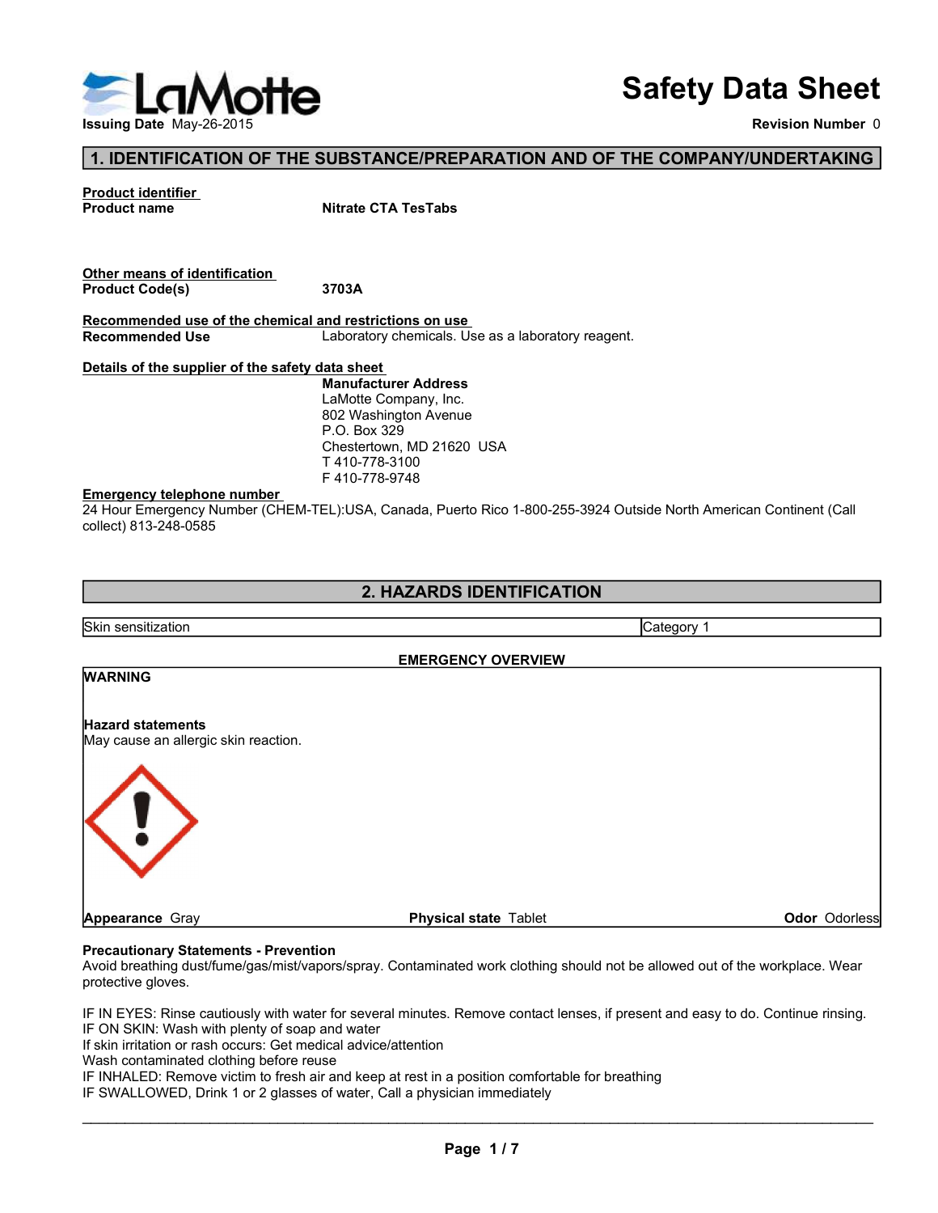# Safety Data Sheet

**Issuing Date** May-26-2015

**Revision Number** 0

## 1. IDENTIFICATION OF THE SUBSTANCE/PREPARATION AND OF THE COMPANY/UNDERTAKING

**Product identifier**

**Product name** **Nitrate CTA TesTabs**

**Other means of identification**

**Product Code(s)** **3703A**

**Recommended use of the chemical and restrictions on use**

**Recommended Use** Laboratory chemicals. Use as a laboratory reagent.

**Details of the supplier of the safety data sheet**

**Manufacturer Address**
LaMotte Company, Inc.
802 Washington Avenue
P.O. Box 329
Chestertown, MD 21620 USA
T 410-778-3100
F 410-778-9748

**Emergency telephone number**

24 Hour Emergency Number (CHEM-TEL):USA, Canada, Puerto Rico 1-800-255-3924 Outside North American Continent (Call collect) 813-248-0585

## 2. HAZARDS IDENTIFICATION

| | |
|---|---|
| Skin sensitization | Category 1 |

**EMERGENCY OVERVIEW**

**WARNING**

**Hazard statements**

May cause an allergic skin reaction.

**Appearance** Gray **Physical state** Tablet **Odor** Odorless

**Precautionary Statements - Prevention**

Avoid breathing dust/fume/gas/mist/vapors/spray. Contaminated work clothing should not be allowed out of the workplace. Wear protective gloves.

IF IN EYES: Rinse cautiously with water for several minutes. Remove contact lenses, if present and easy to do. Continue rinsing.
IF ON SKIN: Wash with plenty of soap and water
If skin irritation or rash occurs: Get medical advice/attention
Wash contaminated clothing before reuse
IF INHALED: Remove victim to fresh air and keep at rest in a position comfortable for breathing
IF SWALLOWED, Drink 1 or 2 glasses of water, Call a physician immediately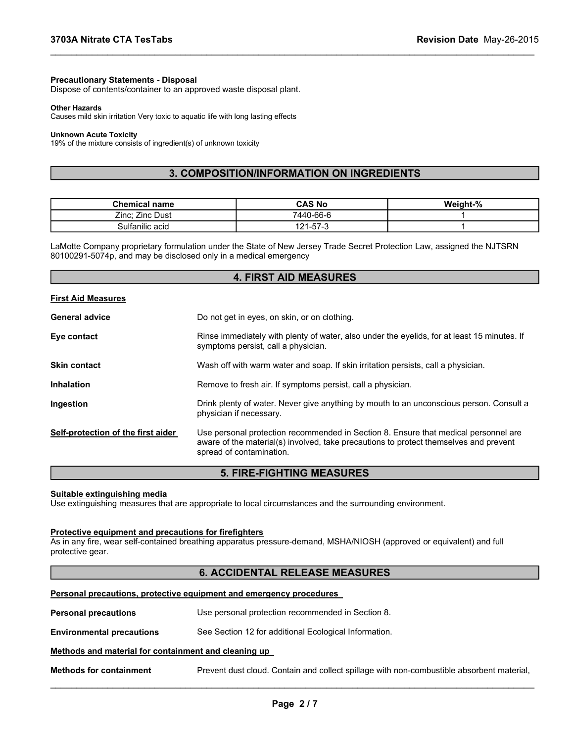**Precautionary Statements - Disposal**
Dispose of contents/container to an approved waste disposal plant.

**Other Hazards**
Causes mild skin irritation Very toxic to aquatic life with long lasting effects

**Unknown Acute Toxicity**
19% of the mixture consists of ingredient(s) of unknown toxicity

## 3. COMPOSITION/INFORMATION ON INGREDIENTS

| Chemical name | CAS No | Weight-% |
|---|---|---|
| Zinc; Zinc Dust | 7440-66-6 | 1 |
| Sulfanilic acid | 121-57-3 | 1 |

LaMotte Company proprietary formulation under the State of New Jersey Trade Secret Protection Law, assigned the NJTSRN 80100291-5074p, and may be disclosed only in a medical emergency

## 4. FIRST AID MEASURES

**First Aid Measures**

**General advice** Do not get in eyes, on skin, or on clothing.

**Eye contact** Rinse immediately with plenty of water, also under the eyelids, for at least 15 minutes. If symptoms persist, call a physician.

**Skin contact** Wash off with warm water and soap. If skin irritation persists, call a physician.

**Inhalation** Remove to fresh air. If symptoms persist, call a physician.

**Ingestion** Drink plenty of water. Never give anything by mouth to an unconscious person. Consult a physician if necessary.

**Self-protection of the first aider** Use personal protection recommended in Section 8. Ensure that medical personnel are aware of the material(s) involved, take precautions to protect themselves and prevent spread of contamination.

## 5. FIRE-FIGHTING MEASURES

**Suitable extinguishing media**
Use extinguishing measures that are appropriate to local circumstances and the surrounding environment.

**Protective equipment and precautions for firefighters**
As in any fire, wear self-contained breathing apparatus pressure-demand, MSHA/NIOSH (approved or equivalent) and full protective gear.

## 6. ACCIDENTAL RELEASE MEASURES

**Personal precautions, protective equipment and emergency procedures**

**Personal precautions** Use personal protection recommended in Section 8.

**Environmental precautions** See Section 12 for additional Ecological Information.

**Methods and material for containment and cleaning up**

**Methods for containment** Prevent dust cloud. Contain and collect spillage with non-combustible absorbent material,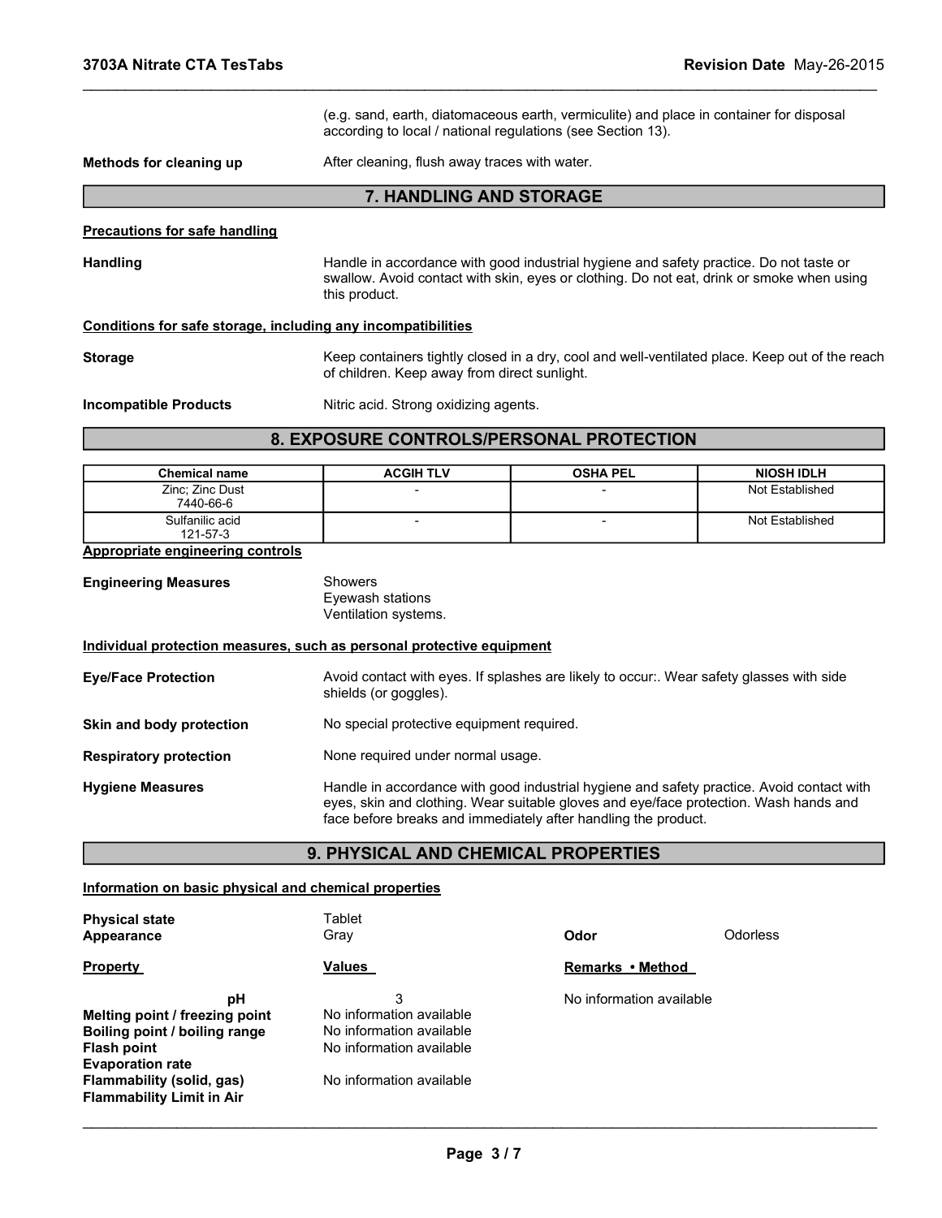(e.g. sand, earth, diatomaceous earth, vermiculite) and place in container for disposal according to local / national regulations (see Section 13).

**Methods for cleaning up** After cleaning, flush away traces with water.

## 7. HANDLING AND STORAGE

**Precautions for safe handling**

**Handling** Handle in accordance with good industrial hygiene and safety practice. Do not taste or swallow. Avoid contact with skin, eyes or clothing. Do not eat, drink or smoke when using this product.

**Conditions for safe storage, including any incompatibilities**

**Storage** Keep containers tightly closed in a dry, cool and well-ventilated place. Keep out of the reach of children. Keep away from direct sunlight.

**Incompatible Products** Nitric acid. Strong oxidizing agents.

## 8. EXPOSURE CONTROLS/PERSONAL PROTECTION

| Chemical name | ACGIH TLV | OSHA PEL | NIOSH IDLH |
|---|---|---|---|
| Zinc; Zinc Dust 7440-66-6 | - | - | Not Established |
| Sulfanilic acid 121-57-3 | - | - | Not Established |

**Appropriate engineering controls**

**Engineering Measures** Showers
Eyewash stations
Ventilation systems.

**Individual protection measures, such as personal protective equipment**

**Eye/Face Protection** Avoid contact with eyes. If splashes are likely to occur:. Wear safety glasses with side shields (or goggles).

**Skin and body protection** No special protective equipment required.

**Respiratory protection** None required under normal usage.

**Hygiene Measures** Handle in accordance with good industrial hygiene and safety practice. Avoid contact with eyes, skin and clothing. Wear suitable gloves and eye/face protection. Wash hands and face before breaks and immediately after handling the product.

## 9. PHYSICAL AND CHEMICAL PROPERTIES

**Information on basic physical and chemical properties**

**Physical state** Tablet
**Appearance** Gray
**Odor** Odorless

| Property | Values | Remarks • Method |
|---|---|---|
| pH | 3 | No information available |
| Melting point / freezing point | No information available | |
| Boiling point / boiling range | No information available | |
| Flash point | No information available | |
| Evaporation rate | | |
| Flammability (solid, gas) | No information available | |
| Flammability Limit in Air | | |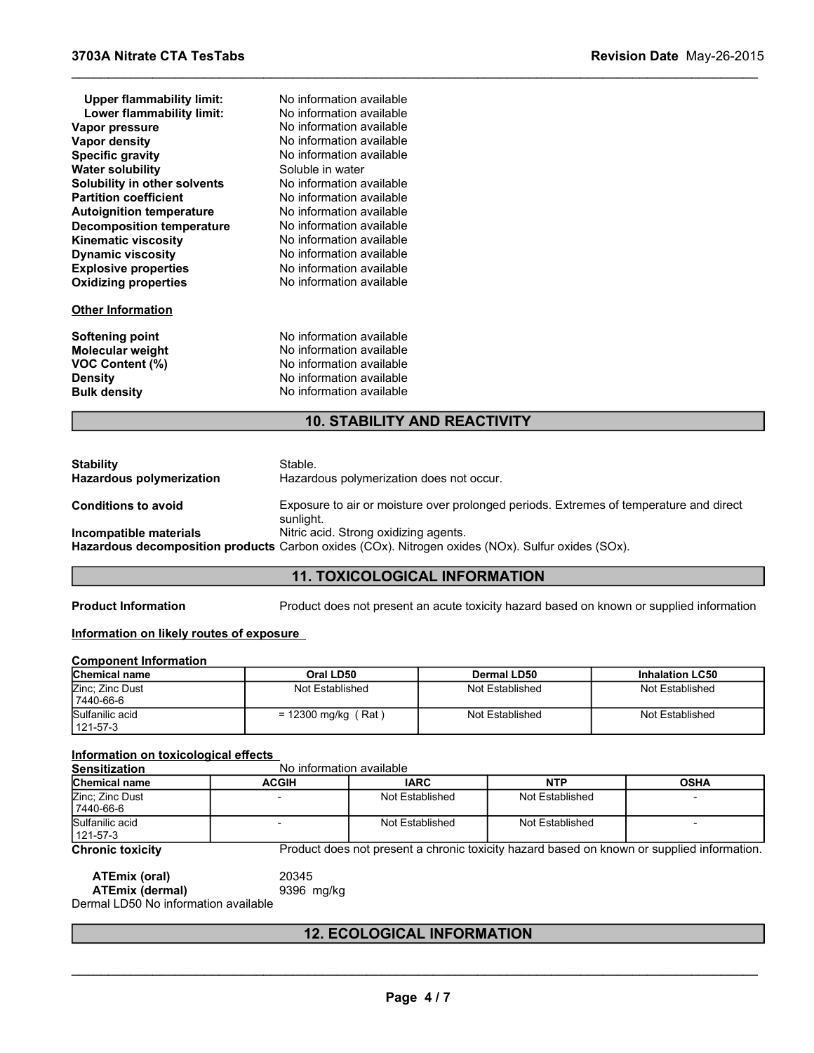| | |
|---|---|
| **Upper flammability limit:** | No information available |
| **Lower flammability limit:** | No information available |
| **Vapor pressure** | No information available |
| **Vapor density** | No information available |
| **Specific gravity** | No information available |
| **Water solubility** | Soluble in water |
| **Solubility in other solvents** | No information available |
| **Partition coefficient** | No information available |
| **Autoignition temperature** | No information available |
| **Decomposition temperature** | No information available |
| **Kinematic viscosity** | No information available |
| **Dynamic viscosity** | No information available |
| **Explosive properties** | No information available |
| **Oxidizing properties** | No information available |

**Other Information**

| | |
|---|---|
| **Softening point** | No information available |
| **Molecular weight** | No information available |
| **VOC Content (%)** | No information available |
| **Density** | No information available |
| **Bulk density** | No information available |

## 10. STABILITY AND REACTIVITY

**Stability** Stable.

**Hazardous polymerization** Hazardous polymerization does not occur.

**Conditions to avoid** Exposure to air or moisture over prolonged periods. Extremes of temperature and direct sunlight.

**Incompatible materials** Nitric acid. Strong oxidizing agents.

**Hazardous decomposition products** Carbon oxides (COx). Nitrogen oxides (NOx). Sulfur oxides (SOx).

## 11. TOXICOLOGICAL INFORMATION

**Product Information** Product does not present an acute toxicity hazard based on known or supplied information

**Information on likely routes of exposure**

**Component Information**

| Chemical name | Oral LD50 | Dermal LD50 | Inhalation LC50 |
|---|---|---|---|
| Zinc; Zinc Dust 7440-66-6 | Not Established | Not Established | Not Established |
| Sulfanilic acid 121-57-3 | = 12300 mg/kg ( Rat ) | Not Established | Not Established |

**Information on toxicological effects**

**Sensitization** No information available

| Chemical name | ACGIH | IARC | NTP | OSHA |
|---|---|---|---|---|
| Zinc; Zinc Dust 7440-66-6 | - | Not Established | Not Established | - |
| Sulfanilic acid 121-57-3 | - | Not Established | Not Established | - |

**Chronic toxicity** Product does not present a chronic toxicity hazard based on known or supplied information.

**ATEmix (oral)** 20345

**ATEmix (dermal)** 9396 mg/kg

Dermal LD50 No information available

## 12. ECOLOGICAL INFORMATION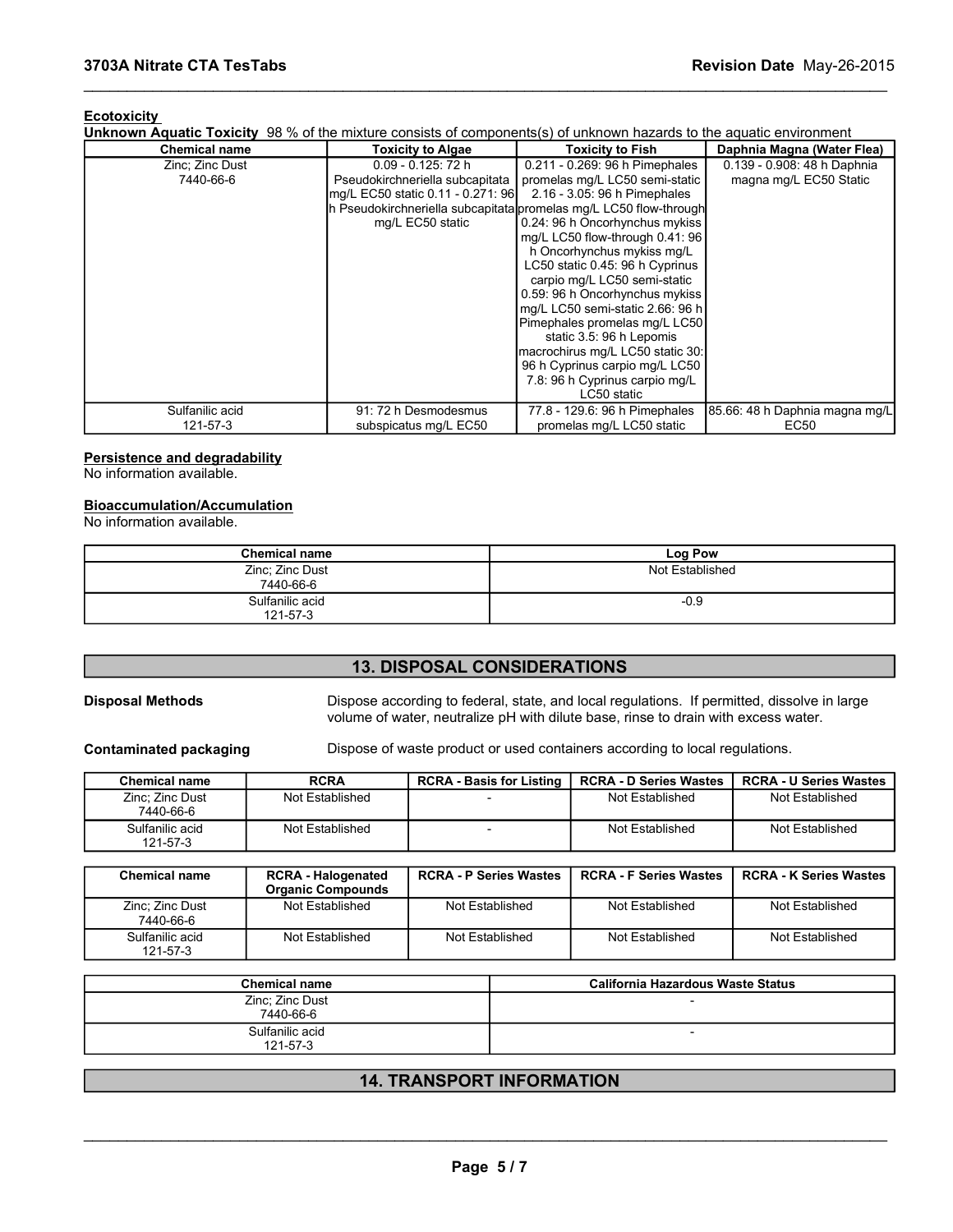### Ecotoxicity

**Unknown Aquatic Toxicity** 98 % of the mixture consists of components(s) of unknown hazards to the aquatic environment

| Chemical name | Toxicity to Algae | Toxicity to Fish | Daphnia Magna (Water Flea) |
|---|---|---|---|
| Zinc; Zinc Dust 7440-66-6 | 0.09 - 0.125: 72 h Pseudokirchneriella subcapitata mg/L EC50 static 0.11 - 0.271: 96 h Pseudokirchneriella subcapitata mg/L EC50 static | 0.211 - 0.269: 96 h Pimephales promelas mg/L LC50 semi-static 2.16 - 3.05: 96 h Pimephales promelas mg/L LC50 flow-through 0.24: 96 h Oncorhynchus mykiss mg/L LC50 flow-through 0.41: 96 h Oncorhynchus mykiss mg/L LC50 static 0.45: 96 h Cyprinus carpio mg/L LC50 semi-static 0.59: 96 h Oncorhynchus mykiss mg/L LC50 semi-static 2.66: 96 h Pimephales promelas mg/L LC50 static 3.5: 96 h Lepomis macrochirus mg/L LC50 static 30: 96 h Cyprinus carpio mg/L LC50 7.8: 96 h Cyprinus carpio mg/L LC50 static | 0.139 - 0.908: 48 h Daphnia magna mg/L EC50 Static |
| Sulfanilic acid 121-57-3 | 91: 72 h Desmodesmus subspicatus mg/L EC50 | 77.8 - 129.6: 96 h Pimephales promelas mg/L LC50 static | 85.66: 48 h Daphnia magna mg/L EC50 |

### Persistence and degradability

No information available.

### Bioaccumulation/Accumulation

No information available.

| Chemical name | Log Pow |
|---|---|
| Zinc; Zinc Dust 7440-66-6 | Not Established |
| Sulfanilic acid 121-57-3 | -0.9 |

## 13. DISPOSAL CONSIDERATIONS

**Disposal Methods** Dispose according to federal, state, and local regulations. If permitted, dissolve in large volume of water, neutralize pH with dilute base, rinse to drain with excess water.

**Contaminated packaging** Dispose of waste product or used containers according to local regulations.

| Chemical name | RCRA | RCRA - Basis for Listing | RCRA - D Series Wastes | RCRA - U Series Wastes |
|---|---|---|---|---|
| Zinc; Zinc Dust 7440-66-6 | Not Established | - | Not Established | Not Established |
| Sulfanilic acid 121-57-3 | Not Established | - | Not Established | Not Established |

| Chemical name | RCRA - Halogenated Organic Compounds | RCRA - P Series Wastes | RCRA - F Series Wastes | RCRA - K Series Wastes |
|---|---|---|---|---|
| Zinc; Zinc Dust 7440-66-6 | Not Established | Not Established | Not Established | Not Established |
| Sulfanilic acid 121-57-3 | Not Established | Not Established | Not Established | Not Established |

| Chemical name | California Hazardous Waste Status |
|---|---|
| Zinc; Zinc Dust 7440-66-6 | - |
| Sulfanilic acid 121-57-3 | - |

## 14. TRANSPORT INFORMATION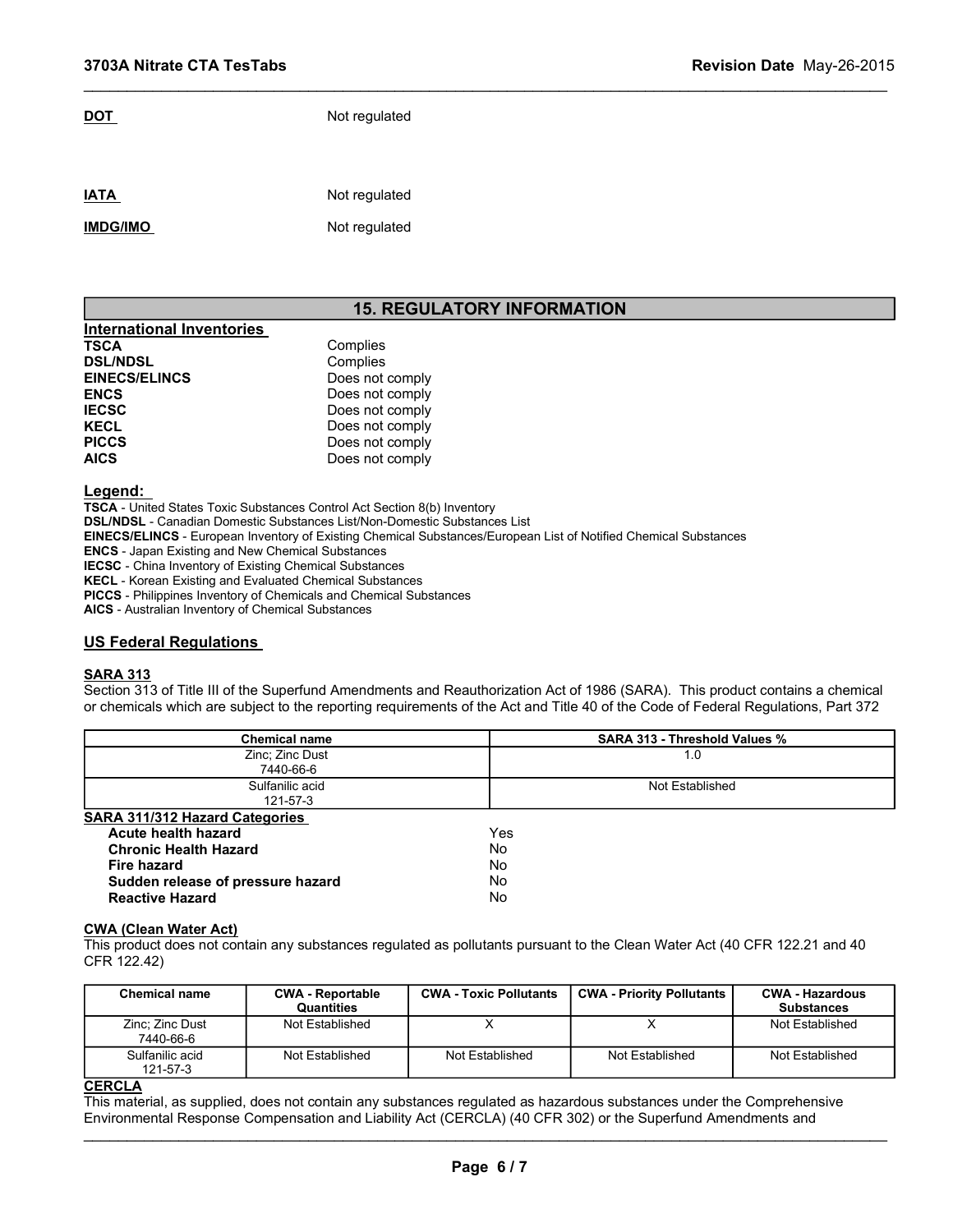**DOT** Not regulated

**IATA** Not regulated

**IMDG/IMO** Not regulated

## 15. REGULATORY INFORMATION

### International Inventories

| | |
|---|---|
| **TSCA** | Complies |
| **DSL/NDSL** | Complies |
| **EINECS/ELINCS** | Does not comply |
| **ENCS** | Does not comply |
| **IECSC** | Does not comply |
| **KECL** | Does not comply |
| **PICCS** | Does not comply |
| **AICS** | Does not comply |

**Legend:**

**TSCA** - United States Toxic Substances Control Act Section 8(b) Inventory
**DSL/NDSL** - Canadian Domestic Substances List/Non-Domestic Substances List
**EINECS/ELINCS** - European Inventory of Existing Chemical Substances/European List of Notified Chemical Substances
**ENCS** - Japan Existing and New Chemical Substances
**IECSC** - China Inventory of Existing Chemical Substances
**KECL** - Korean Existing and Evaluated Chemical Substances
**PICCS** - Philippines Inventory of Chemicals and Chemical Substances
**AICS** - Australian Inventory of Chemical Substances

### US Federal Regulations

**SARA 313**

Section 313 of Title III of the Superfund Amendments and Reauthorization Act of 1986 (SARA). This product contains a chemical or chemicals which are subject to the reporting requirements of the Act and Title 40 of the Code of Federal Regulations, Part 372

| Chemical name | SARA 313 - Threshold Values % |
|---|---|
| Zinc; Zinc Dust 7440-66-6 | 1.0 |
| Sulfanilic acid 121-57-3 | Not Established |

**SARA 311/312 Hazard Categories**

| | |
|---|---|
| **Acute health hazard** | Yes |
| **Chronic Health Hazard** | No |
| **Fire hazard** | No |
| **Sudden release of pressure hazard** | No |
| **Reactive Hazard** | No |

**CWA (Clean Water Act)**

This product does not contain any substances regulated as pollutants pursuant to the Clean Water Act (40 CFR 122.21 and 40 CFR 122.42)

| Chemical name | CWA - Reportable Quantities | CWA - Toxic Pollutants | CWA - Priority Pollutants | CWA - Hazardous Substances |
|---|---|---|---|---|
| Zinc; Zinc Dust 7440-66-6 | Not Established | X | X | Not Established |
| Sulfanilic acid 121-57-3 | Not Established | Not Established | Not Established | Not Established |

**CERCLA**

This material, as supplied, does not contain any substances regulated as hazardous substances under the Comprehensive Environmental Response Compensation and Liability Act (CERCLA) (40 CFR 302) or the Superfund Amendments and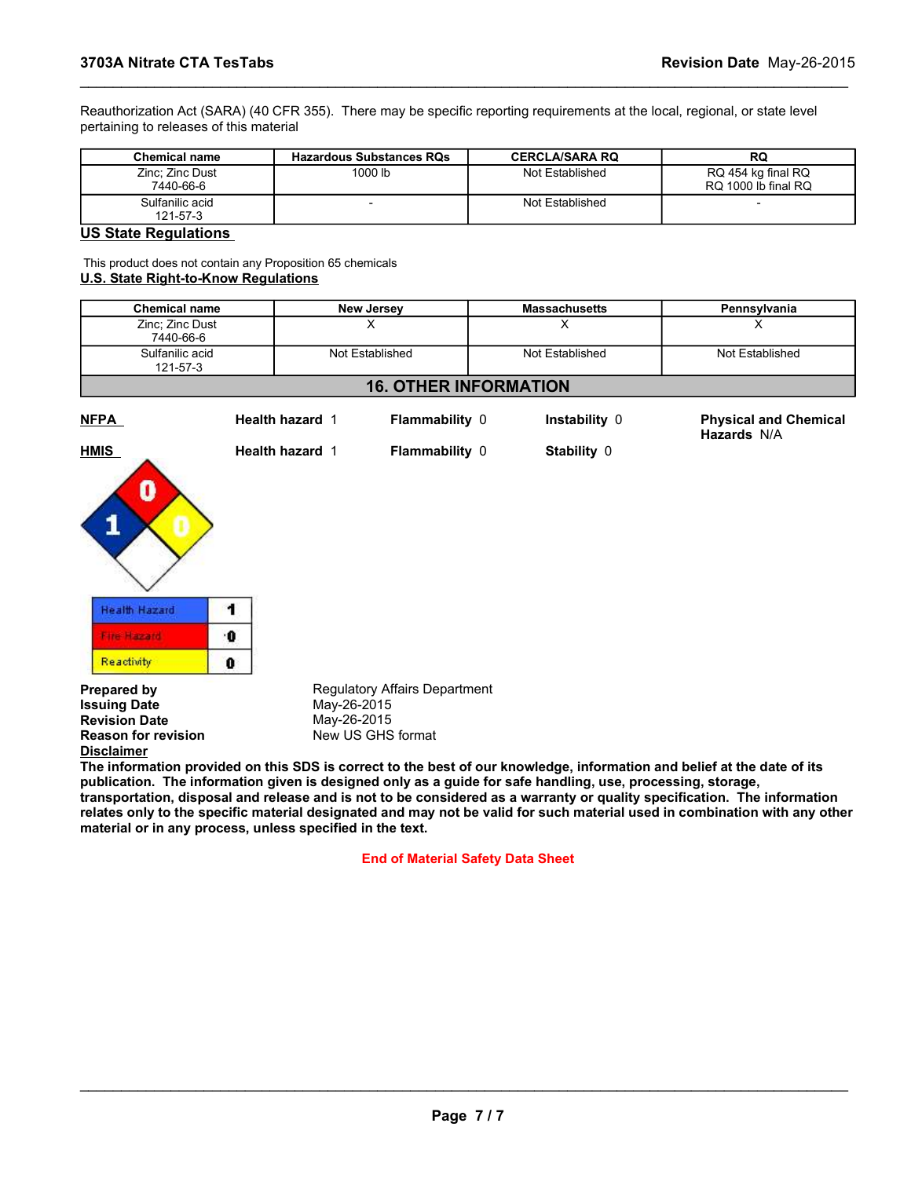Reauthorization Act (SARA) (40 CFR 355). There may be specific reporting requirements at the local, regional, or state level pertaining to releases of this material

| Chemical name | Hazardous Substances RQs | CERCLA/SARA RQ | RQ |
|---|---|---|---|
| Zinc; Zinc Dust 7440-66-6 | 1000 lb | Not Established | RQ 454 kg final RQ RQ 1000 lb final RQ |
| Sulfanilic acid 121-57-3 | - | Not Established | - |

## US State Regulations

This product does not contain any Proposition 65 chemicals

## U.S. State Right-to-Know Regulations

| Chemical name | New Jersey | Massachusetts | Pennsylvania |
|---|---|---|---|
| Zinc; Zinc Dust 7440-66-6 | X | X | X |
| Sulfanilic acid 121-57-3 | Not Established | Not Established | Not Established |

## 16. OTHER INFORMATION

| | | | | |
|---|---|---|---|---|
| **NFPA** | **Health hazard** 1 | **Flammability** 0 | **Instability** 0 | **Physical and Chemical Hazards** N/A |
| **HMIS** | **Health hazard** 1 | **Flammability** 0 | **Stability** 0 | |

| | |
|---|---|
| Health Hazard | 1 |
| Fire Hazard | 0 |
| Reactivity | 0 |

**Prepared by** Regulatory Affairs Department
**Issuing Date** May-26-2015
**Revision Date** May-26-2015
**Reason for revision** New US GHS format

**Disclaimer**

**The information provided on this SDS is correct to the best of our knowledge, information and belief at the date of its publication. The information given is designed only as a guide for safe handling, use, processing, storage, transportation, disposal and release and is not to be considered as a warranty or quality specification. The information relates only to the specific material designated and may not be valid for such material used in combination with any other material or in any process, unless specified in the text.**

**End of Material Safety Data Sheet**